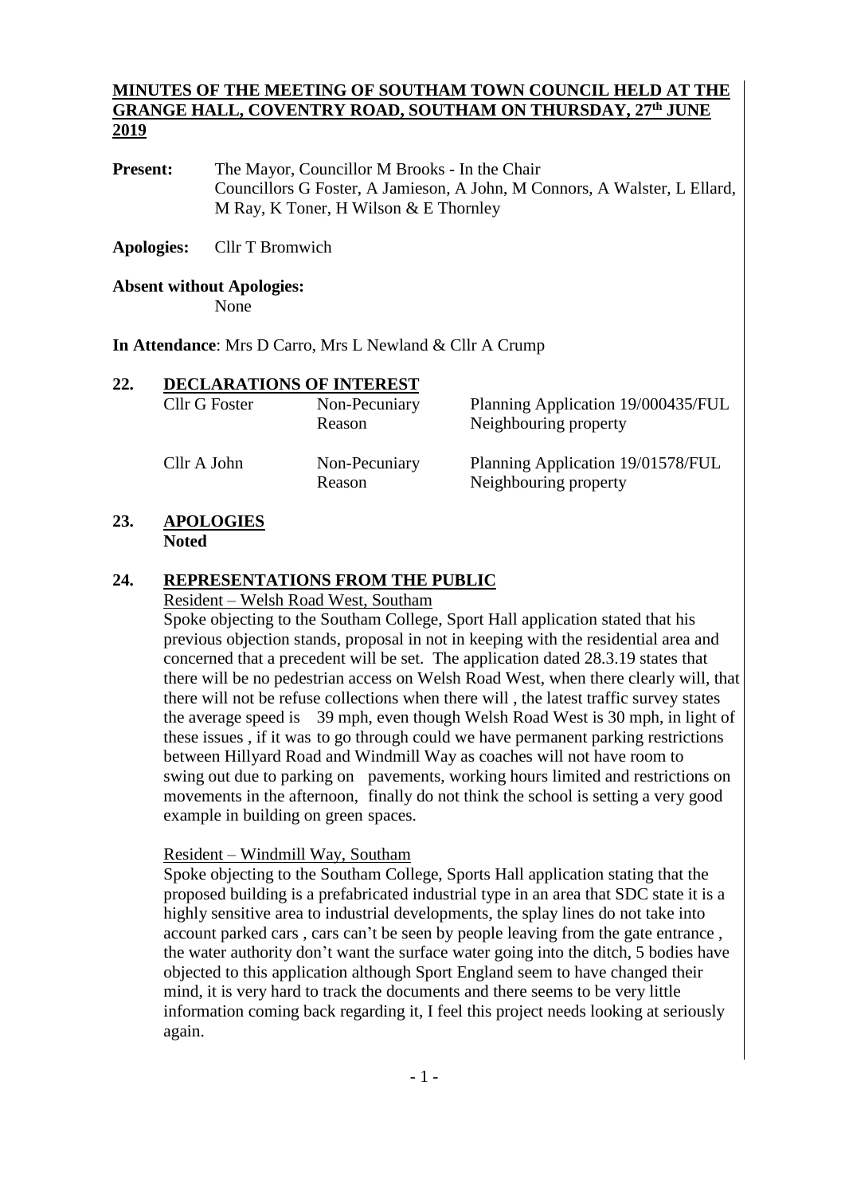# MINUTES OF THE MEETING OF SOUTHAM TOWN COUNCIL HELD AT THE GRANGE HALL, COVENTRY ROAD, SOUTHAM ON THURSDAY, 27th JUNE 2019

**Present:** The Mayor, Councillor M Brooks - In the Chair
Councillors G Foster, A Jamieson, A John, M Connors, A Walster, L Ellard, M Ray, K Toner, H Wilson & E Thornley

**Apologies:** Cllr T Bromwich

**Absent without Apologies:**
None

**In Attendance**: Mrs D Carro, Mrs L Newland & Cllr A Crump

## 22. DECLARATIONS OF INTEREST

| | | |
|---|---|---|
| Cllr G Foster | Non-Pecuniary Reason | Planning Application 19/000435/FUL Neighbouring property |
| Cllr A John | Non-Pecuniary Reason | Planning Application 19/01578/FUL Neighbouring property |

## 23. APOLOGIES

**Noted**

## 24. REPRESENTATIONS FROM THE PUBLIC

Resident – Welsh Road West, Southam

Spoke objecting to the Southam College, Sport Hall application stated that his previous objection stands, proposal in not in keeping with the residential area and concerned that a precedent will be set. The application dated 28.3.19 states that there will be no pedestrian access on Welsh Road West, when there clearly will, that there will not be refuse collections when there will , the latest traffic survey states the average speed is 39 mph, even though Welsh Road West is 30 mph, in light of these issues , if it was to go through could we have permanent parking restrictions between Hillyard Road and Windmill Way as coaches will not have room to swing out due to parking on pavements, working hours limited and restrictions on movements in the afternoon, finally do not think the school is setting a very good example in building on green spaces.

Resident – Windmill Way, Southam

Spoke objecting to the Southam College, Sports Hall application stating that the proposed building is a prefabricated industrial type in an area that SDC state it is a highly sensitive area to industrial developments, the splay lines do not take into account parked cars , cars can't be seen by people leaving from the gate entrance , the water authority don't want the surface water going into the ditch, 5 bodies have objected to this application although Sport England seem to have changed their mind, it is very hard to track the documents and there seems to be very little information coming back regarding it, I feel this project needs looking at seriously again.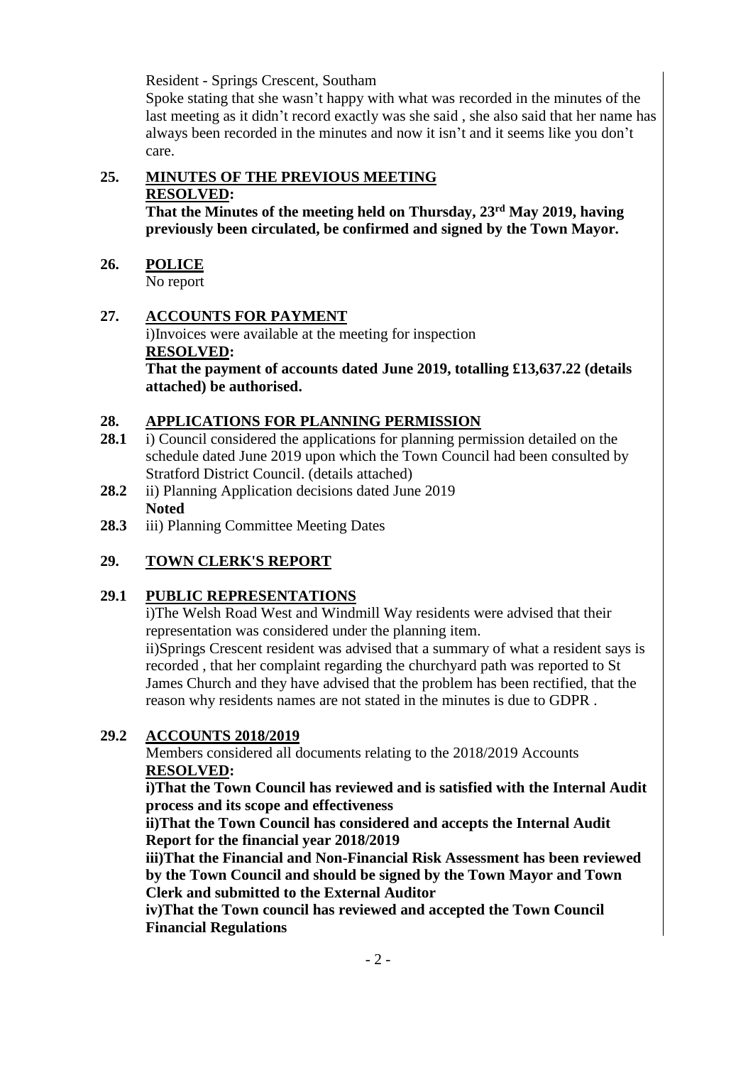Resident - Springs Crescent, Southam

Spoke stating that she wasn't happy with what was recorded in the minutes of the last meeting as it didn't record exactly was she said , she also said that her name has always been recorded in the minutes and now it isn't and it seems like you don't care.

## 25. MINUTES OF THE PREVIOUS MEETING

**RESOLVED:**

**That the Minutes of the meeting held on Thursday, 23rd May 2019, having previously been circulated, be confirmed and signed by the Town Mayor.**

## 26. POLICE

No report

## 27. ACCOUNTS FOR PAYMENT

i)Invoices were available at the meeting for inspection

**RESOLVED:**

**That the payment of accounts dated June 2019, totalling £13,637.22 (details attached) be authorised.**

## 28. APPLICATIONS FOR PLANNING PERMISSION

**28.1** i) Council considered the applications for planning permission detailed on the schedule dated June 2019 upon which the Town Council had been consulted by Stratford District Council. (details attached)

**28.2** ii) Planning Application decisions dated June 2019

**Noted**

**28.3** iii) Planning Committee Meeting Dates

## 29. TOWN CLERK'S REPORT

## 29.1 PUBLIC REPRESENTATIONS

i)The Welsh Road West and Windmill Way residents were advised that their representation was considered under the planning item.

ii)Springs Crescent resident was advised that a summary of what a resident says is recorded , that her complaint regarding the churchyard path was reported to St James Church and they have advised that the problem has been rectified, that the reason why residents names are not stated in the minutes is due to GDPR .

## 29.2 ACCOUNTS 2018/2019

Members considered all documents relating to the 2018/2019 Accounts

**RESOLVED:**

**i)That the Town Council has reviewed and is satisfied with the Internal Audit process and its scope and effectiveness**

**ii)That the Town Council has considered and accepts the Internal Audit Report for the financial year 2018/2019**

**iii)That the Financial and Non-Financial Risk Assessment has been reviewed by the Town Council and should be signed by the Town Mayor and Town Clerk and submitted to the External Auditor**

**iv)That the Town council has reviewed and accepted the Town Council Financial Regulations**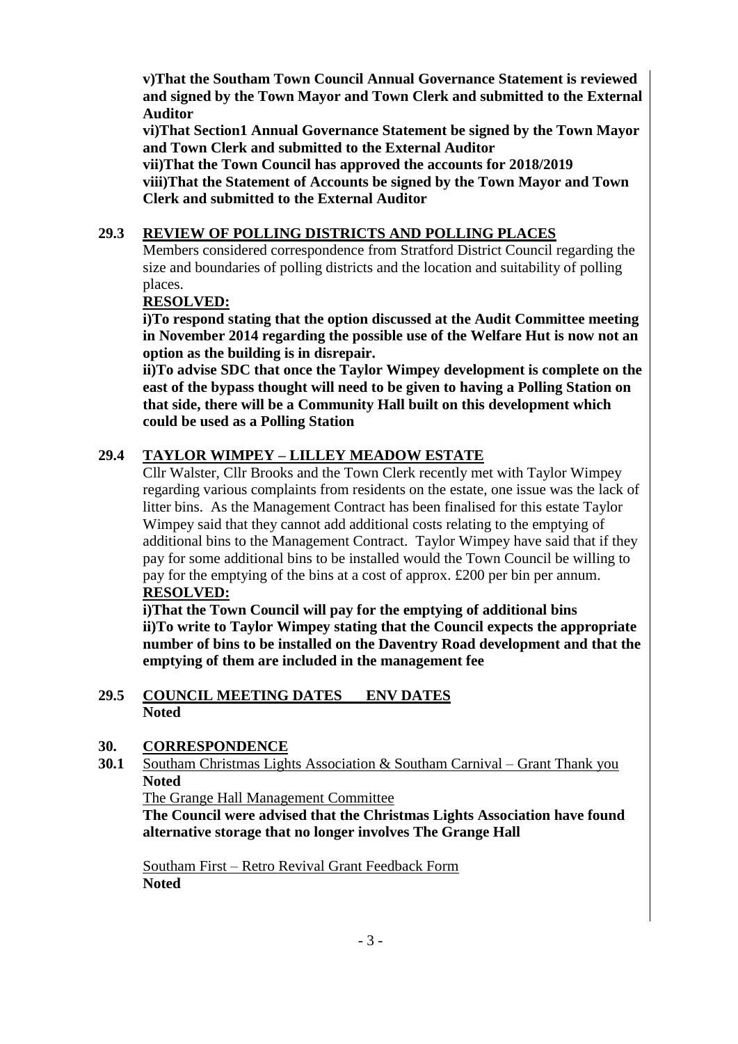**v)That the Southam Town Council Annual Governance Statement is reviewed and signed by the Town Mayor and Town Clerk and submitted to the External Auditor**
**vi)That Section1 Annual Governance Statement be signed by the Town Mayor and Town Clerk and submitted to the External Auditor**
**vii)That the Town Council has approved the accounts for 2018/2019**
**viii)That the Statement of Accounts be signed by the Town Mayor and Town Clerk and submitted to the External Auditor**

**29.3 <u>REVIEW OF POLLING DISTRICTS AND POLLING PLACES</u>**

Members considered correspondence from Stratford District Council regarding the size and boundaries of polling districts and the location and suitability of polling places.

**<u>RESOLVED:</u>**

**i)To respond stating that the option discussed at the Audit Committee meeting in November 2014 regarding the possible use of the Welfare Hut is now not an option as the building is in disrepair.**
**ii)To advise SDC that once the Taylor Wimpey development is complete on the east of the bypass thought will need to be given to having a Polling Station on that side, there will be a Community Hall built on this development which could be used as a Polling Station**

**29.4 <u>TAYLOR WIMPEY – LILLEY MEADOW ESTATE</u>**

Cllr Walster, Cllr Brooks and the Town Clerk recently met with Taylor Wimpey regarding various complaints from residents on the estate, one issue was the lack of litter bins. As the Management Contract has been finalised for this estate Taylor Wimpey said that they cannot add additional costs relating to the emptying of additional bins to the Management Contract. Taylor Wimpey have said that if they pay for some additional bins to be installed would the Town Council be willing to pay for the emptying of the bins at a cost of approx. £200 per bin per annum.

**<u>RESOLVED:</u>**

**i)That the Town Council will pay for the emptying of additional bins**
**ii)To write to Taylor Wimpey stating that the Council expects the appropriate number of bins to be installed on the Daventry Road development and that the emptying of them are included in the management fee**

**29.5 <u>COUNCIL MEETING DATES ENV DATES</u>**

**Noted**

**30. <u>CORRESPONDENCE</u>**

**30.1** <u>Southam Christmas Lights Association & Southam Carnival – Grant Thank you</u>

**Noted**

<u>The Grange Hall Management Committee</u>

**The Council were advised that the Christmas Lights Association have found alternative storage that no longer involves The Grange Hall**

<u>Southam First – Retro Revival Grant Feedback Form</u>

**Noted**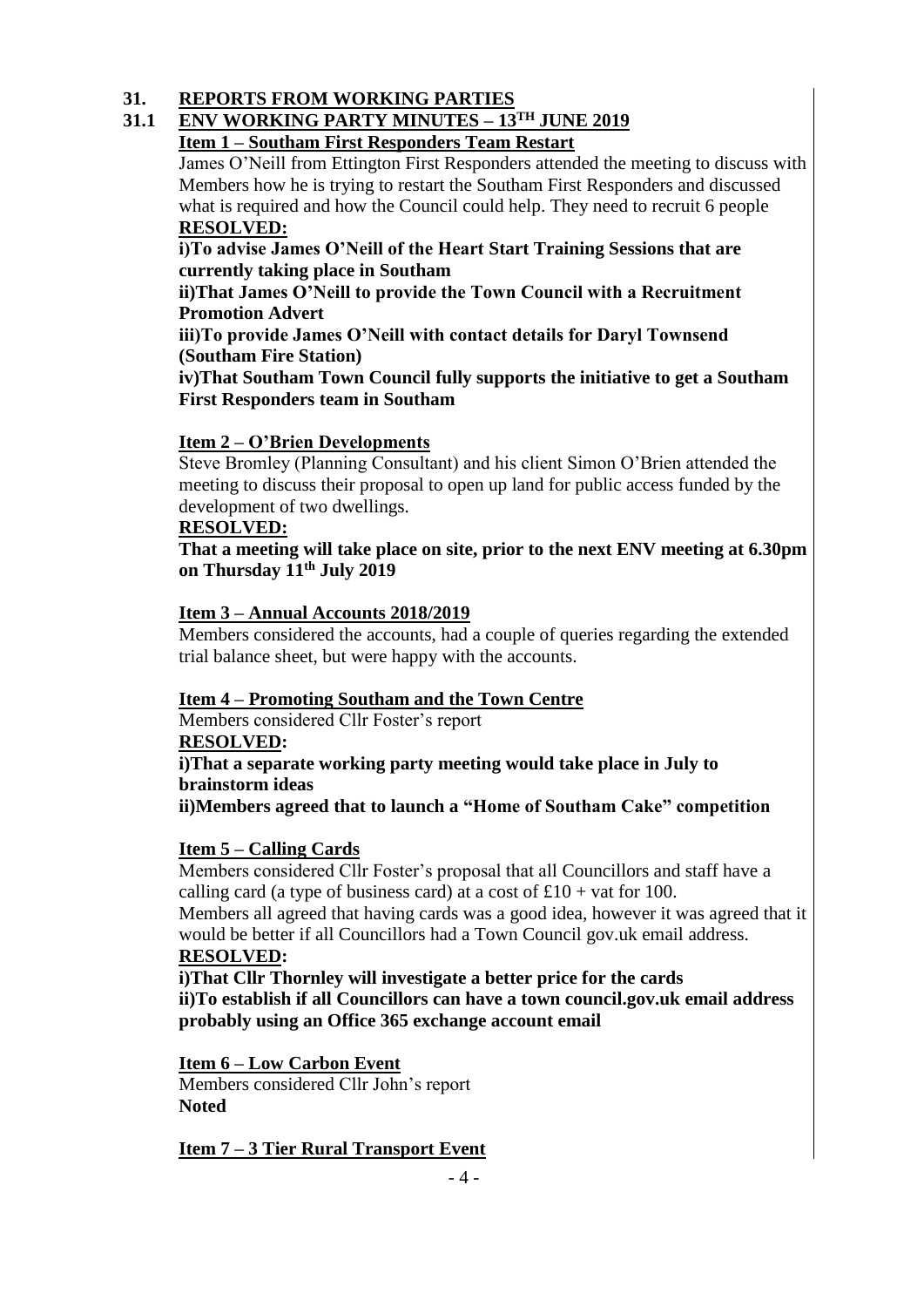## 31. REPORTS FROM WORKING PARTIES

### 31.1 ENV WORKING PARTY MINUTES – 13TH JUNE 2019

**Item 1 – Southam First Responders Team Restart**

James O'Neill from Ettington First Responders attended the meeting to discuss with Members how he is trying to restart the Southam First Responders and discussed what is required and how the Council could help. They need to recruit 6 people

**RESOLVED:**

**i)To advise James O'Neill of the Heart Start Training Sessions that are currently taking place in Southam**

**ii)That James O'Neill to provide the Town Council with a Recruitment Promotion Advert**

**iii)To provide James O'Neill with contact details for Daryl Townsend (Southam Fire Station)**

**iv)That Southam Town Council fully supports the initiative to get a Southam First Responders team in Southam**

**Item 2 – O'Brien Developments**

Steve Bromley (Planning Consultant) and his client Simon O'Brien attended the meeting to discuss their proposal to open up land for public access funded by the development of two dwellings.

**RESOLVED:**

**That a meeting will take place on site, prior to the next ENV meeting at 6.30pm on Thursday 11th July 2019**

**Item 3 – Annual Accounts 2018/2019**

Members considered the accounts, had a couple of queries regarding the extended trial balance sheet, but were happy with the accounts.

**Item 4 – Promoting Southam and the Town Centre**

Members considered Cllr Foster's report

**RESOLVED:**

**i)That a separate working party meeting would take place in July to brainstorm ideas**

**ii)Members agreed that to launch a "Home of Southam Cake" competition**

**Item 5 – Calling Cards**

Members considered Cllr Foster's proposal that all Councillors and staff have a calling card (a type of business card) at a cost of £10 + vat for 100.

Members all agreed that having cards was a good idea, however it was agreed that it would be better if all Councillors had a Town Council gov.uk email address.

**RESOLVED:**

**i)That Cllr Thornley will investigate a better price for the cards**

**ii)To establish if all Councillors can have a town council.gov.uk email address probably using an Office 365 exchange account email**

**Item 6 – Low Carbon Event**

Members considered Cllr John's report

**Noted**

**Item 7 – 3 Tier Rural Transport Event**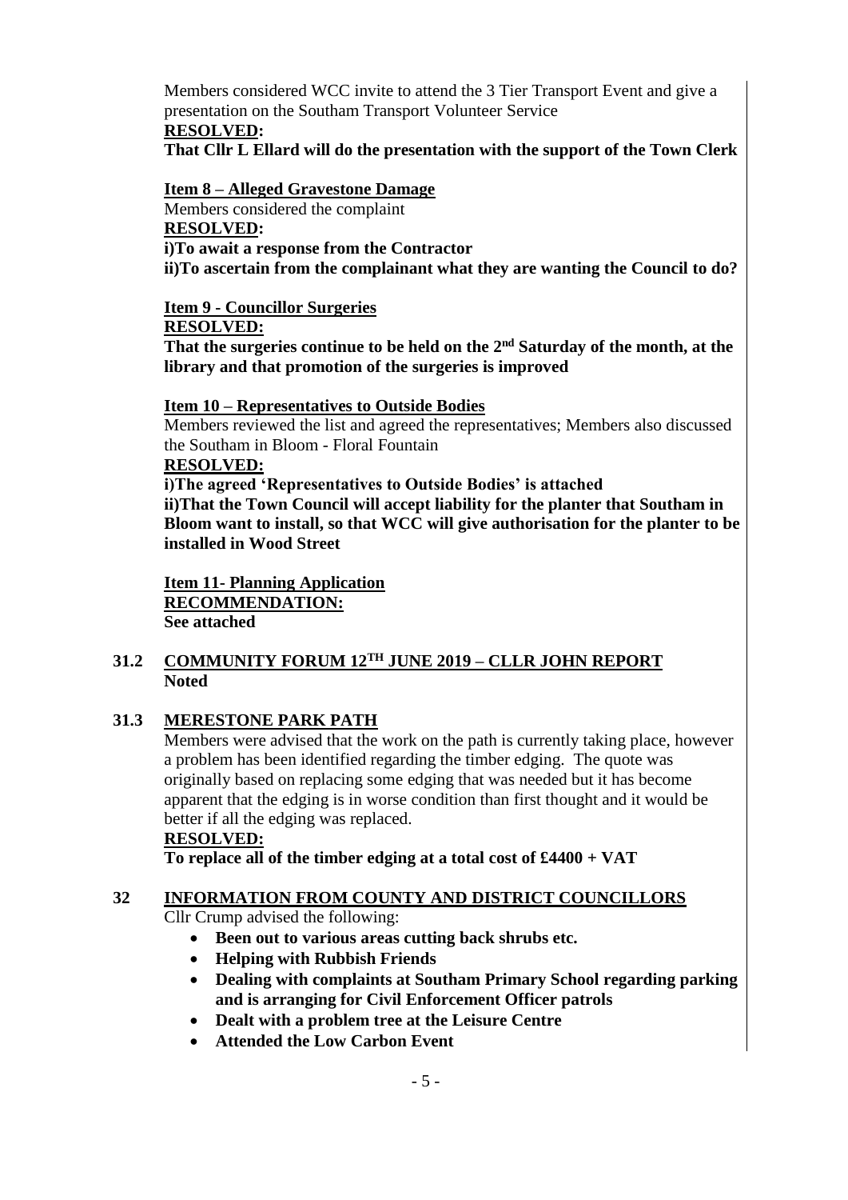Members considered WCC invite to attend the 3 Tier Transport Event and give a presentation on the Southam Transport Volunteer Service

**RESOLVED:**

**That Cllr L Ellard will do the presentation with the support of the Town Clerk**

**Item 8 – Alleged Gravestone Damage**

Members considered the complaint

**RESOLVED:**

**i)To await a response from the Contractor**

**ii)To ascertain from the complainant what they are wanting the Council to do?**

**Item 9 - Councillor Surgeries**

**RESOLVED:**

**That the surgeries continue to be held on the 2nd Saturday of the month, at the library and that promotion of the surgeries is improved**

**Item 10 – Representatives to Outside Bodies**

Members reviewed the list and agreed the representatives; Members also discussed the Southam in Bloom - Floral Fountain

**RESOLVED:**

**i)The agreed 'Representatives to Outside Bodies' is attached**

**ii)That the Town Council will accept liability for the planter that Southam in Bloom want to install, so that WCC will give authorisation for the planter to be installed in Wood Street**

**Item 11- Planning Application**

**RECOMMENDATION:**

**See attached**

## 31.2 COMMUNITY FORUM 12TH JUNE 2019 – CLLR JOHN REPORT

**Noted**

## 31.3 MERESTONE PARK PATH

Members were advised that the work on the path is currently taking place, however a problem has been identified regarding the timber edging. The quote was originally based on replacing some edging that was needed but it has become apparent that the edging is in worse condition than first thought and it would be better if all the edging was replaced.

**RESOLVED:**

**To replace all of the timber edging at a total cost of £4400 + VAT**

## 32 INFORMATION FROM COUNTY AND DISTRICT COUNCILLORS

Cllr Crump advised the following:

- **Been out to various areas cutting back shrubs etc.**
- **Helping with Rubbish Friends**
- **Dealing with complaints at Southam Primary School regarding parking and is arranging for Civil Enforcement Officer patrols**
- **Dealt with a problem tree at the Leisure Centre**
- **Attended the Low Carbon Event**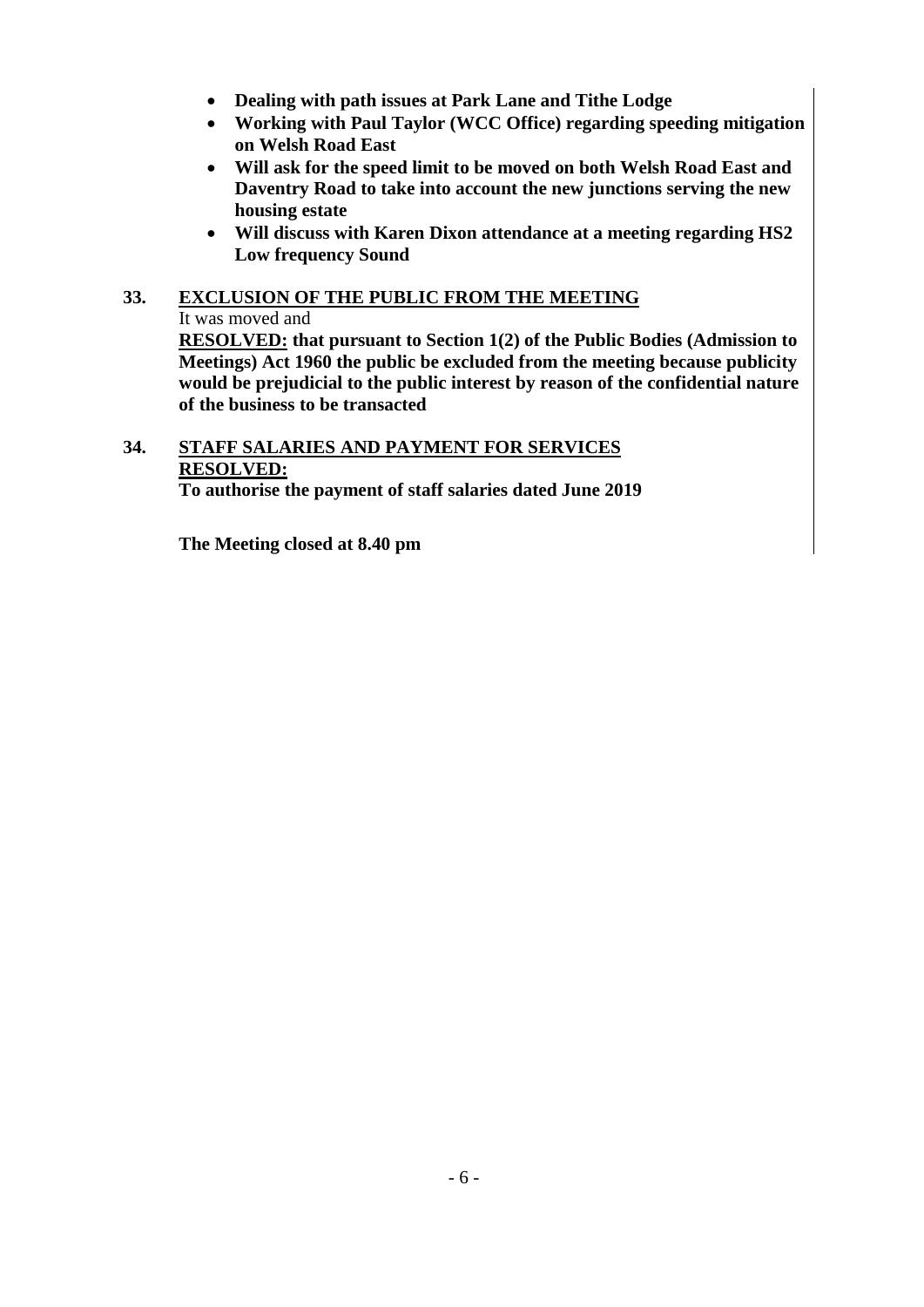- **Dealing with path issues at Park Lane and Tithe Lodge**
- **Working with Paul Taylor (WCC Office) regarding speeding mitigation on Welsh Road East**
- **Will ask for the speed limit to be moved on both Welsh Road East and Daventry Road to take into account the new junctions serving the new housing estate**
- **Will discuss with Karen Dixon attendance at a meeting regarding HS2 Low frequency Sound**

**33. EXCLUSION OF THE PUBLIC FROM THE MEETING**

It was moved and

**RESOLVED: that pursuant to Section 1(2) of the Public Bodies (Admission to Meetings) Act 1960 the public be excluded from the meeting because publicity would be prejudicial to the public interest by reason of the confidential nature of the business to be transacted**

**34. STAFF SALARIES AND PAYMENT FOR SERVICES**

**RESOLVED:**

**To authorise the payment of staff salaries dated June 2019**

**The Meeting closed at 8.40 pm**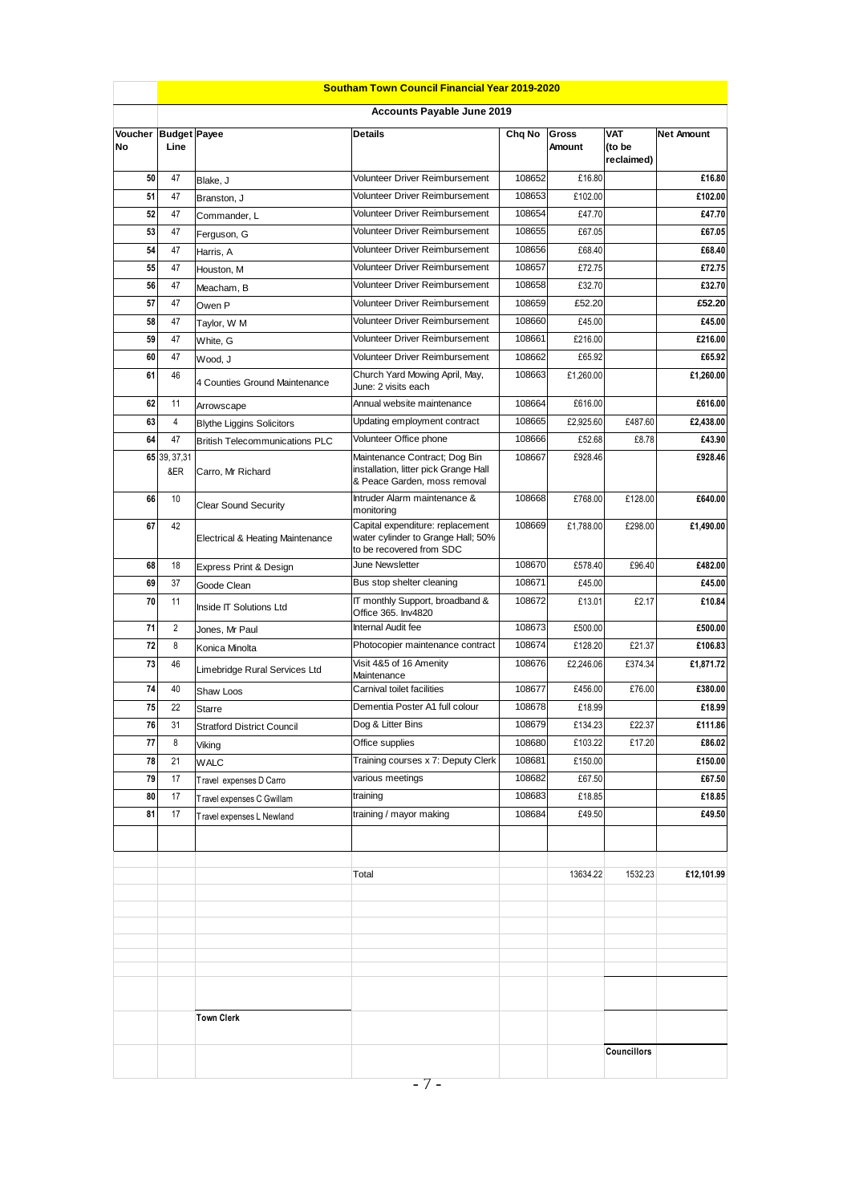## Southam Town Council Financial Year 2019-2020

### Accounts Payable June 2019

| Voucher No | Budget Line | Payee | Details | Chq No | Gross Amount | VAT (to be reclaimed) | Net Amount |
|---|---|---|---|---|---|---|---|
| 50 | 47 | Blake, J | Volunteer Driver Reimbursement | 108652 | £16.80 | | £16.80 |
| 51 | 47 | Branston, J | Volunteer Driver Reimbursement | 108653 | £102.00 | | £102.00 |
| 52 | 47 | Commander, L | Volunteer Driver Reimbursement | 108654 | £47.70 | | £47.70 |
| 53 | 47 | Ferguson, G | Volunteer Driver Reimbursement | 108655 | £67.05 | | £67.05 |
| 54 | 47 | Harris, A | Volunteer Driver Reimbursement | 108656 | £68.40 | | £68.40 |
| 55 | 47 | Houston, M | Volunteer Driver Reimbursement | 108657 | £72.75 | | £72.75 |
| 56 | 47 | Meacham, B | Volunteer Driver Reimbursement | 108658 | £32.70 | | £32.70 |
| 57 | 47 | Owen P | Volunteer Driver Reimbursement | 108659 | £52.20 | | £52.20 |
| 58 | 47 | Taylor, W M | Volunteer Driver Reimbursement | 108660 | £45.00 | | £45.00 |
| 59 | 47 | White, G | Volunteer Driver Reimbursement | 108661 | £216.00 | | £216.00 |
| 60 | 47 | Wood, J | Volunteer Driver Reimbursement | 108662 | £65.92 | | £65.92 |
| 61 | 46 | 4 Counties Ground Maintenance | Church Yard Mowing April, May, June: 2 visits each | 108663 | £1,260.00 | | £1,260.00 |
| 62 | 11 | Arrowscape | Annual website maintenance | 108664 | £616.00 | | £616.00 |
| 63 | 4 | Blythe Liggins Solicitors | Updating employment contract | 108665 | £2,925.60 | £487.60 | £2,438.00 |
| 64 | 47 | British Telecommunications PLC | Volunteer Office phone | 108666 | £52.68 | £8.78 | £43.90 |
| 65 | 39, 37,31 &ER | Carro, Mr Richard | Maintenance Contract; Dog Bin installation, litter pick Grange Hall & Peace Garden, moss removal | 108667 | £928.46 | | £928.46 |
| 66 | 10 | Clear Sound Security | Intruder Alarm maintenance & monitoring | 108668 | £768.00 | £128.00 | £640.00 |
| 67 | 42 | Electrical & Heating Maintenance | Capital expenditure: replacement water cylinder to Grange Hall; 50% to be recovered from SDC | 108669 | £1,788.00 | £298.00 | £1,490.00 |
| 68 | 18 | Express Print & Design | June Newsletter | 108670 | £578.40 | £96.40 | £482.00 |
| 69 | 37 | Goode Clean | Bus stop shelter cleaning | 108671 | £45.00 | | £45.00 |
| 70 | 11 | Inside IT Solutions Ltd | IT monthly Support, broadband & Office 365. Inv4820 | 108672 | £13.01 | £2.17 | £10.84 |
| 71 | 2 | Jones, Mr Paul | Internal Audit fee | 108673 | £500.00 | | £500.00 |
| 72 | 8 | Konica Minolta | Photocopier maintenance contract | 108674 | £128.20 | £21.37 | £106.83 |
| 73 | 46 | Limebridge Rural Services Ltd | Visit 4&5 of 16 Amenity Maintenance | 108676 | £2,246.06 | £374.34 | £1,871.72 |
| 74 | 40 | Shaw Loos | Carnival toilet facilities | 108677 | £456.00 | £76.00 | £380.00 |
| 75 | 22 | Starre | Dementia Poster A1 full colour | 108678 | £18.99 | | £18.99 |
| 76 | 31 | Stratford District Council | Dog & Litter Bins | 108679 | £134.23 | £22.37 | £111.86 |
| 77 | 8 | Viking | Office supplies | 108680 | £103.22 | £17.20 | £86.02 |
| 78 | 21 | WALC | Training courses x 7: Deputy Clerk | 108681 | £150.00 | | £150.00 |
| 79 | 17 | Travel expenses D Carro | various meetings | 108682 | £67.50 | | £67.50 |
| 80 | 17 | Travel expenses C Gwillam | training | 108683 | £18.85 | | £18.85 |
| 81 | 17 | Travel expenses L Newland | training / mayor making | 108684 | £49.50 | | £49.50 |
| | | | Total | | 13634.22 | 1532.23 | £12,101.99 |

**Town Clerk**

**Councillors**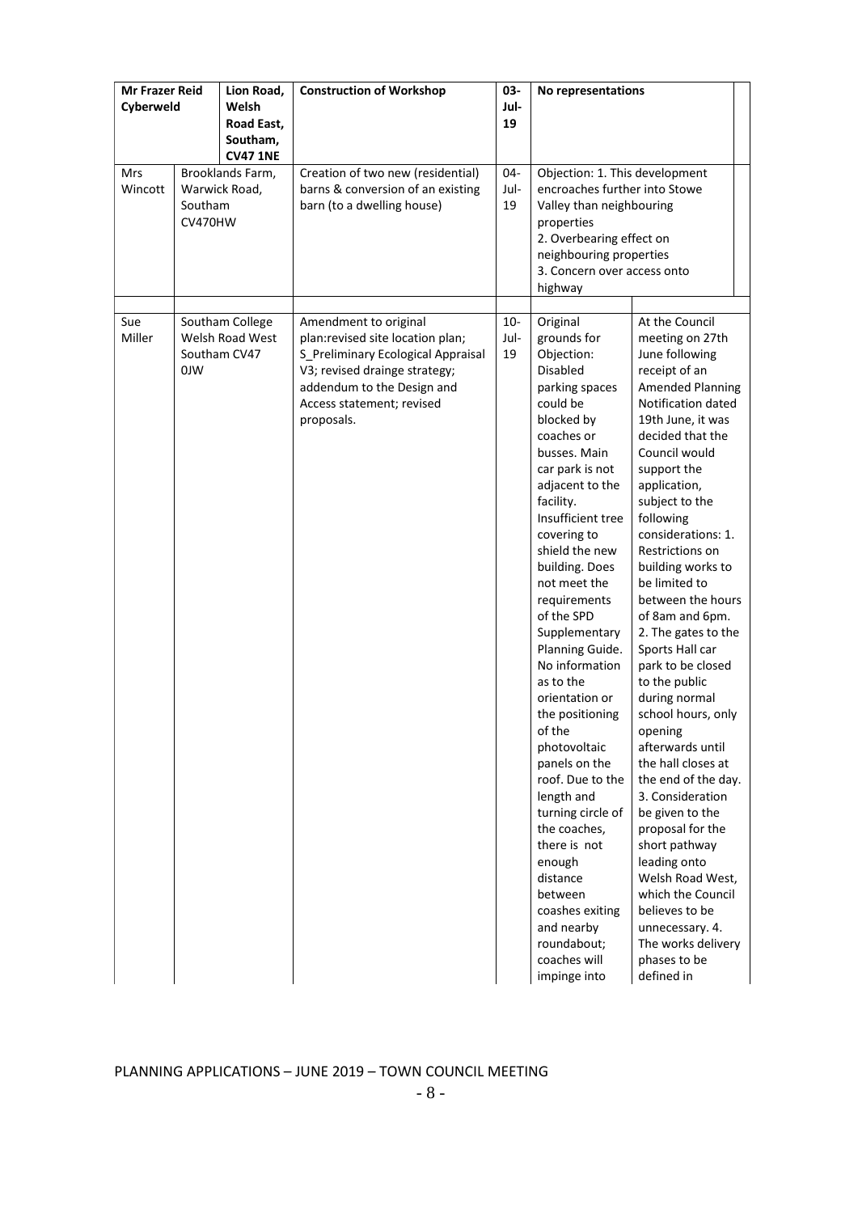| | | | | | |
|---|---|---|---|---|---|
| **Mr Frazer Reid Cyberweld** | **Lion Road, Welsh Road East, Southam, CV47 1NE** | **Construction of Workshop** | **03-Jul-19** | **No representations** | |
| Mrs Wincott | Brooklands Farm, Warwick Road, Southam CV470HW | Creation of two new (residential) barns & conversion of an existing barn (to a dwelling house) | 04-Jul-19 | Objection: 1. This development encroaches further into Stowe Valley than neighbouring properties 2. Overbearing effect on neighbouring properties 3. Concern over access onto highway | |
| Sue Miller | Southam College Welsh Road West Southam CV47 0JW | Amendment to original plan:revised site location plan; S_Preliminary Ecological Appraisal V3; revised drainge strategy; addendum to the Design and Access statement; revised proposals. | 10-Jul-19 | Original grounds for Objection: Disabled parking spaces could be blocked by coaches or busses. Main car park is not adjacent to the facility. Insufficient tree covering to shield the new building. Does not meet the requirements of the SPD Supplementary Planning Guide. No information as to the orientation or the positioning of the photovoltaic panels on the roof. Due to the length and turning circle of the coaches, there is not enough distance between coashes exiting and nearby roundabout; coaches will impinge into | At the Council meeting on 27th June following receipt of an Amended Planning Notification dated 19th June, it was decided that the Council would support the application, subject to the following considerations: 1. Restrictions on building works to be limited to between the hours of 8am and 6pm. 2. The gates to the Sports Hall car park to be closed to the public during normal school hours, only opening afterwards until the hall closes at the end of the day. 3. Consideration be given to the proposal for the short pathway leading onto Welsh Road West, which the Council believes to be unnecessary. 4. The works delivery phases to be defined in |

PLANNING APPLICATIONS – JUNE 2019 – TOWN COUNCIL MEETING